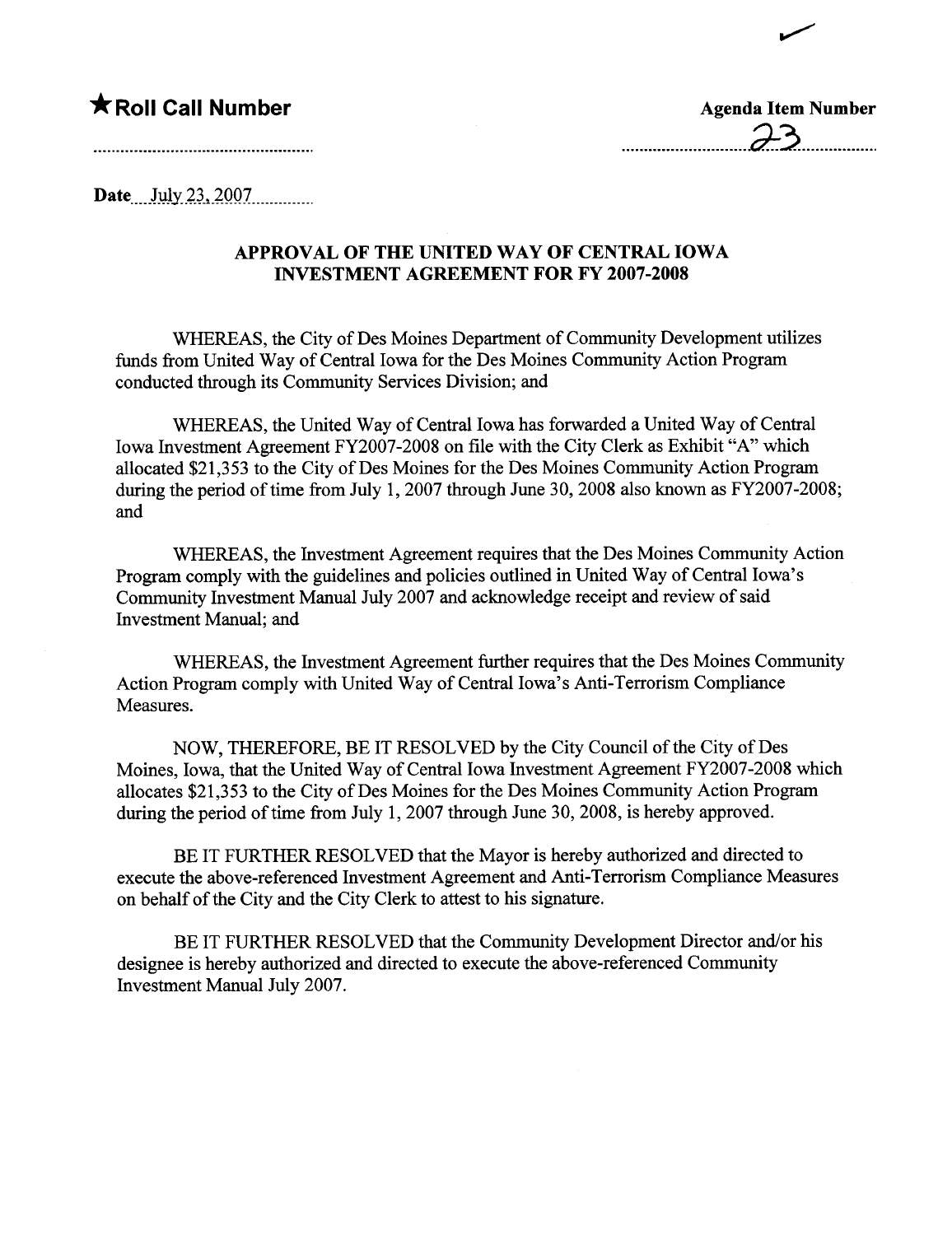★ **Roll Call Number**

**Agenda Item Number** 23

Date July 23, 2007

**APPROVAL OF THE UNITED WAY OF CENTRAL IOWA INVESTMENT AGREEMENT FOR FY 2007-2008**

WHEREAS, the City of Des Moines Department of Community Development utilizes funds from United Way of Central Iowa for the Des Moines Community Action Program conducted through its Community Services Division; and

WHEREAS, the United Way of Central Iowa has forwarded a United Way of Central Iowa Investment Agreement FY2007-2008 on file with the City Clerk as Exhibit "A" which allocated $21,353 to the City of Des Moines for the Des Moines Community Action Program during the period of time from July 1, 2007 through June 30, 2008 also known as FY2007-2008; and

WHEREAS, the Investment Agreement requires that the Des Moines Community Action Program comply with the guidelines and policies outlined in United Way of Central Iowa's Community Investment Manual July 2007 and acknowledge receipt and review of said Investment Manual; and

WHEREAS, the Investment Agreement further requires that the Des Moines Community Action Program comply with United Way of Central Iowa's Anti-Terrorism Compliance Measures.

NOW, THEREFORE, BE IT RESOLVED by the City Council of the City of Des Moines, Iowa, that the United Way of Central Iowa Investment Agreement FY2007-2008 which allocates $21,353 to the City of Des Moines for the Des Moines Community Action Program during the period of time from July 1, 2007 through June 30, 2008, is hereby approved.

BE IT FURTHER RESOLVED that the Mayor is hereby authorized and directed to execute the above-referenced Investment Agreement and Anti-Terrorism Compliance Measures on behalf of the City and the City Clerk to attest to his signature.

BE IT FURTHER RESOLVED that the Community Development Director and/or his designee is hereby authorized and directed to execute the above-referenced Community Investment Manual July 2007.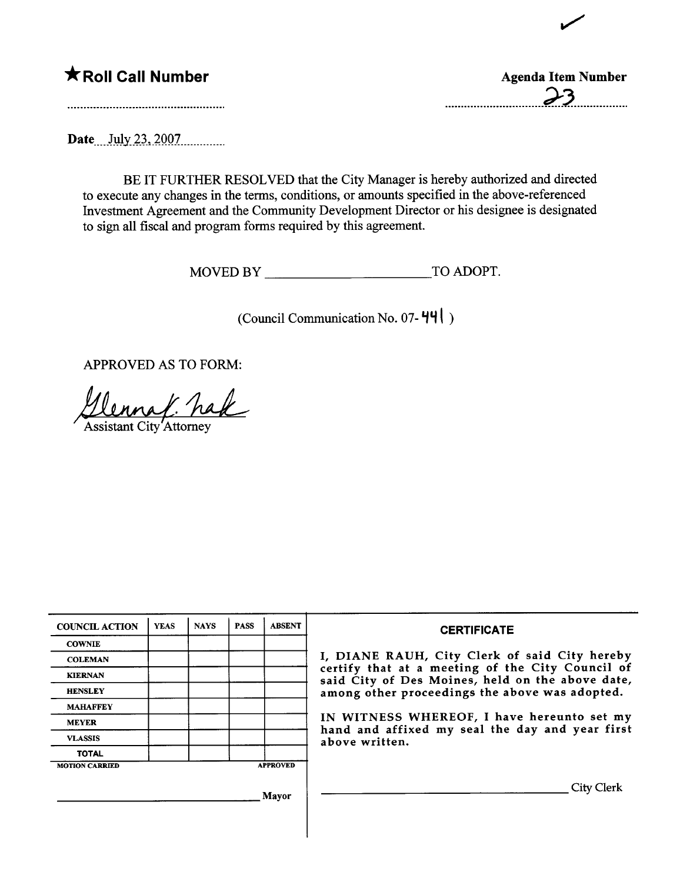★**Roll Call Number**

**Agenda Item Number**
23

Date July 23, 2007

BE IT FURTHER RESOLVED that the City Manager is hereby authorized and directed to execute any changes in the terms, conditions, or amounts specified in the above-referenced Investment Agreement and the Community Development Director or his designee is designated to sign all fiscal and program forms required by this agreement.

MOVED BY ______________________ TO ADOPT.

(Council Communication No. 07- 441 )

APPROVED AS TO FORM:

Glenna K. Frank
Assistant City Attorney

| COUNCIL ACTION | YEAS | NAYS | PASS | ABSENT |
|---|---|---|---|---|
| COWNIE | | | | |
| COLEMAN | | | | |
| KIERNAN | | | | |
| HENSLEY | | | | |
| MAHAFFEY | | | | |
| MEYER | | | | |
| VLASSIS | | | | |
| TOTAL | | | | |

MOTION CARRIED APPROVED

______________________________ Mayor

**CERTIFICATE**

I, DIANE RAUH, City Clerk of said City hereby certify that at a meeting of the City Council of said City of Des Moines, held on the above date, among other proceedings the above was adopted.

IN WITNESS WHEREOF, I have hereunto set my hand and affixed my seal the day and year first above written.

______________________________ City Clerk